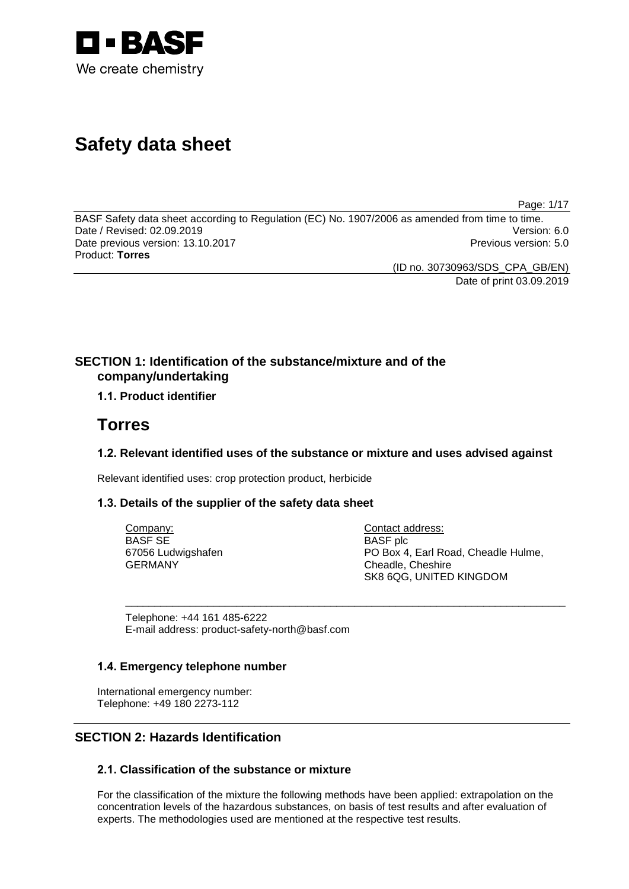BASF
We create chemistry

# Safety data sheet

BASF Safety data sheet according to Regulation (EC) No. 1907/2006 as amended from time to time.
Date / Revised: 02.09.2019 Version: 6.0
Date previous version: 13.10.2017 Previous version: 5.0
Product: **Torres**

(ID no. 30730963/SDS_CPA_GB/EN)
Date of print 03.09.2019

## SECTION 1: Identification of the substance/mixture and of the company/undertaking

### 1.1. Product identifier

# Torres

### 1.2. Relevant identified uses of the substance or mixture and uses advised against

Relevant identified uses: crop protection product, herbicide

### 1.3. Details of the supplier of the safety data sheet

| Company: | Contact address: |
|---|---|
| BASF SE | BASF plc |
| 67056 Ludwigshafen | PO Box 4, Earl Road, Cheadle Hulme, |
| GERMANY | Cheadle, Cheshire |
| | SK8 6QG, UNITED KINGDOM |

Telephone: +44 161 485-6222
E-mail address: product-safety-north@basf.com

### 1.4. Emergency telephone number

International emergency number:
Telephone: +49 180 2273-112

## SECTION 2: Hazards Identification

### 2.1. Classification of the substance or mixture

For the classification of the mixture the following methods have been applied: extrapolation on the concentration levels of the hazardous substances, on basis of test results and after evaluation of experts. The methodologies used are mentioned at the respective test results.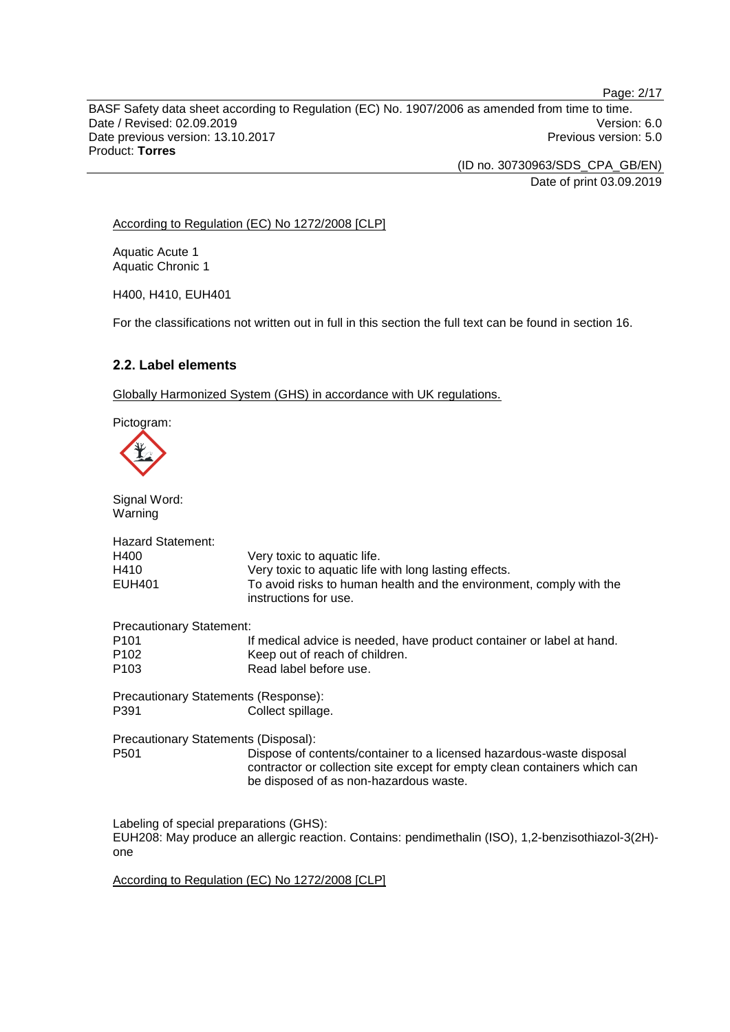According to Regulation (EC) No 1272/2008 [CLP]

Aquatic Acute 1
Aquatic Chronic 1

H400, H410, EUH401

For the classifications not written out in full in this section the full text can be found in section 16.

## 2.2. Label elements

Globally Harmonized System (GHS) in accordance with UK regulations.

Pictogram:

Signal Word:
Warning

Hazard Statement:

| | |
|---|---|
| H400 | Very toxic to aquatic life. |
| H410 | Very toxic to aquatic life with long lasting effects. |
| EUH401 | To avoid risks to human health and the environment, comply with the instructions for use. |

Precautionary Statement:

| | |
|---|---|
| P101 | If medical advice is needed, have product container or label at hand. |
| P102 | Keep out of reach of children. |
| P103 | Read label before use. |

Precautionary Statements (Response):

| | |
|---|---|
| P391 | Collect spillage. |

Precautionary Statements (Disposal):

| | |
|---|---|
| P501 | Dispose of contents/container to a licensed hazardous-waste disposal contractor or collection site except for empty clean containers which can be disposed of as non-hazardous waste. |

Labeling of special preparations (GHS):
EUH208: May produce an allergic reaction. Contains: pendimethalin (ISO), 1,2-benzisothiazol-3(2H)-one

According to Regulation (EC) No 1272/2008 [CLP]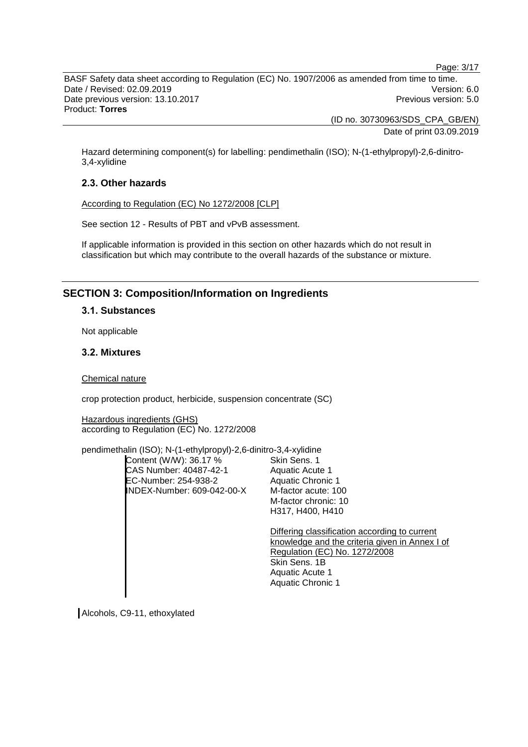Hazard determining component(s) for labelling: pendimethalin (ISO); N-(1-ethylpropyl)-2,6-dinitro-3,4-xylidine

### 2.3. Other hazards

According to Regulation (EC) No 1272/2008 [CLP]

See section 12 - Results of PBT and vPvB assessment.

If applicable information is provided in this section on other hazards which do not result in classification but which may contribute to the overall hazards of the substance or mixture.

## SECTION 3: Composition/Information on Ingredients

### 3.1. Substances

Not applicable

### 3.2. Mixtures

Chemical nature

crop protection product, herbicide, suspension concentrate (SC)

Hazardous ingredients (GHS)
according to Regulation (EC) No. 1272/2008

pendimethalin (ISO); N-(1-ethylpropyl)-2,6-dinitro-3,4-xylidine

| | |
|---|---|
| Content (W/W): 36.17 %<br>CAS Number: 40487-42-1<br>EC-Number: 254-938-2<br>INDEX-Number: 609-042-00-X | Skin Sens. 1<br>Aquatic Acute 1<br>Aquatic Chronic 1<br>M-factor acute: 100<br>M-factor chronic: 10<br>H317, H400, H410<br><br>Differing classification according to current knowledge and the criteria given in Annex I of Regulation (EC) No. 1272/2008<br>Skin Sens. 1B<br>Aquatic Acute 1<br>Aquatic Chronic 1 |

Alcohols, C9-11, ethoxylated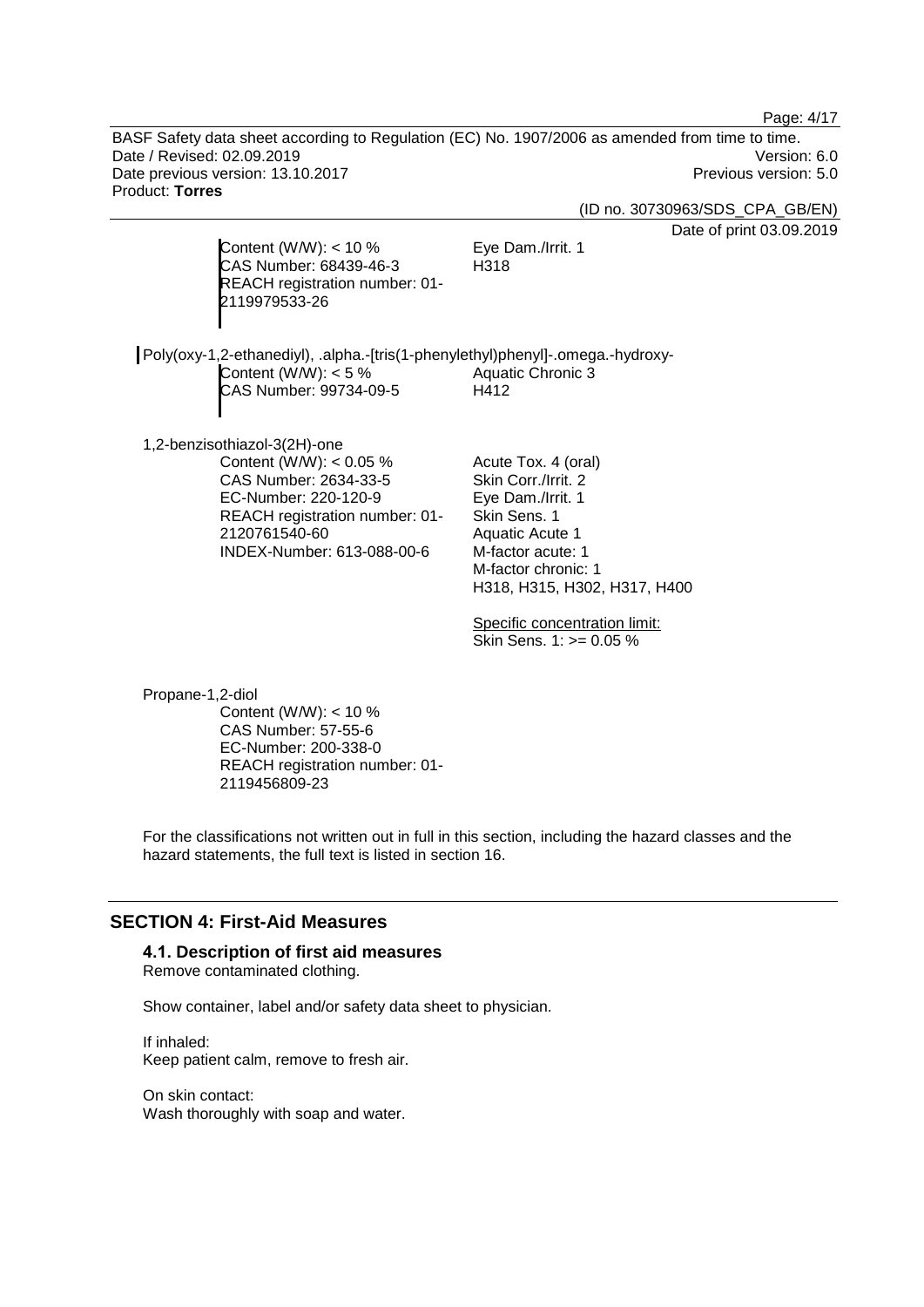Content (W/W): < 10 %
CAS Number: 68439-46-3
REACH registration number: 01-2119979533-26

Eye Dam./Irrit. 1
H318

Poly(oxy-1,2-ethanediyl), .alpha.-[tris(1-phenylethyl)phenyl]-.omega.-hydroxy-

Content (W/W): < 5 %
CAS Number: 99734-09-5

Aquatic Chronic 3
H412

1,2-benzisothiazol-3(2H)-one

Content (W/W): < 0.05 %
CAS Number: 2634-33-5
EC-Number: 220-120-9
REACH registration number: 01-2120761540-60
INDEX-Number: 613-088-00-6

Acute Tox. 4 (oral)
Skin Corr./Irrit. 2
Eye Dam./Irrit. 1
Skin Sens. 1
Aquatic Acute 1
M-factor acute: 1
M-factor chronic: 1
H318, H315, H302, H317, H400

Specific concentration limit:
Skin Sens. 1: >= 0.05 %

Propane-1,2-diol

Content (W/W): < 10 %
CAS Number: 57-55-6
EC-Number: 200-338-0
REACH registration number: 01-2119456809-23

For the classifications not written out in full in this section, including the hazard classes and the hazard statements, the full text is listed in section 16.

## SECTION 4: First-Aid Measures

### 4.1. Description of first aid measures

Remove contaminated clothing.

Show container, label and/or safety data sheet to physician.

If inhaled:
Keep patient calm, remove to fresh air.

On skin contact:
Wash thoroughly with soap and water.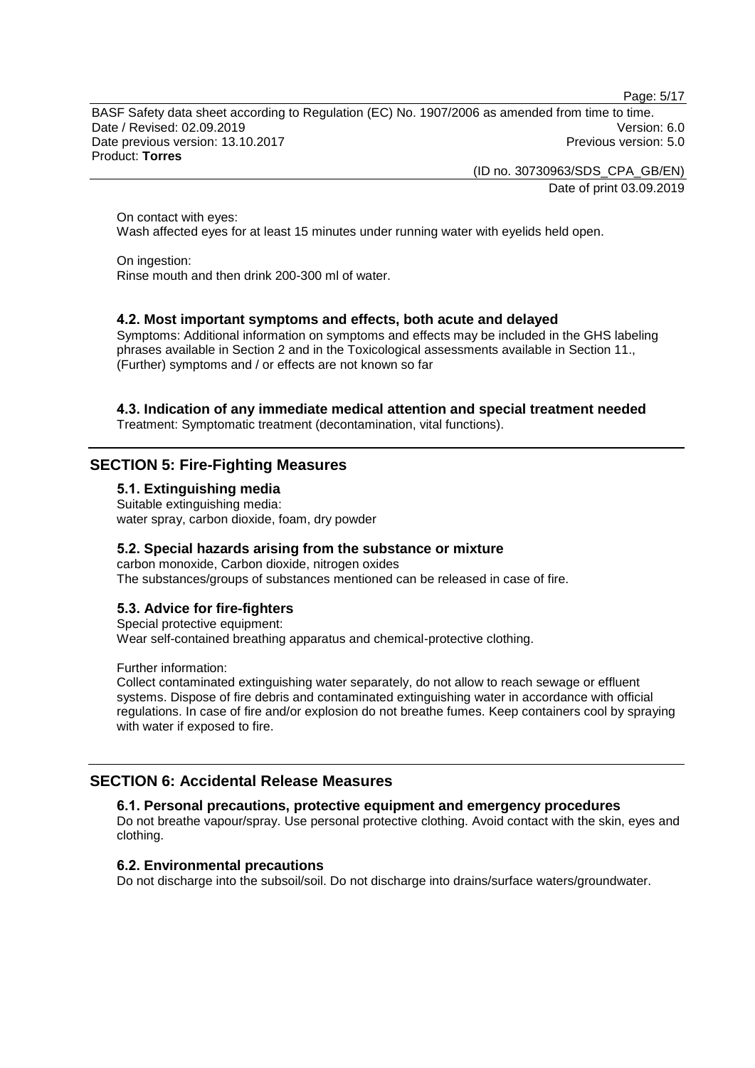On contact with eyes:
Wash affected eyes for at least 15 minutes under running water with eyelids held open.

On ingestion:
Rinse mouth and then drink 200-300 ml of water.

### 4.2. Most important symptoms and effects, both acute and delayed

Symptoms: Additional information on symptoms and effects may be included in the GHS labeling phrases available in Section 2 and in the Toxicological assessments available in Section 11., (Further) symptoms and / or effects are not known so far

### 4.3. Indication of any immediate medical attention and special treatment needed

Treatment: Symptomatic treatment (decontamination, vital functions).

## SECTION 5: Fire-Fighting Measures

### 5.1. Extinguishing media

Suitable extinguishing media:
water spray, carbon dioxide, foam, dry powder

### 5.2. Special hazards arising from the substance or mixture

carbon monoxide, Carbon dioxide, nitrogen oxides
The substances/groups of substances mentioned can be released in case of fire.

### 5.3. Advice for fire-fighters

Special protective equipment:
Wear self-contained breathing apparatus and chemical-protective clothing.

Further information:
Collect contaminated extinguishing water separately, do not allow to reach sewage or effluent systems. Dispose of fire debris and contaminated extinguishing water in accordance with official regulations. In case of fire and/or explosion do not breathe fumes. Keep containers cool by spraying with water if exposed to fire.

## SECTION 6: Accidental Release Measures

### 6.1. Personal precautions, protective equipment and emergency procedures

Do not breathe vapour/spray. Use personal protective clothing. Avoid contact with the skin, eyes and clothing.

### 6.2. Environmental precautions

Do not discharge into the subsoil/soil. Do not discharge into drains/surface waters/groundwater.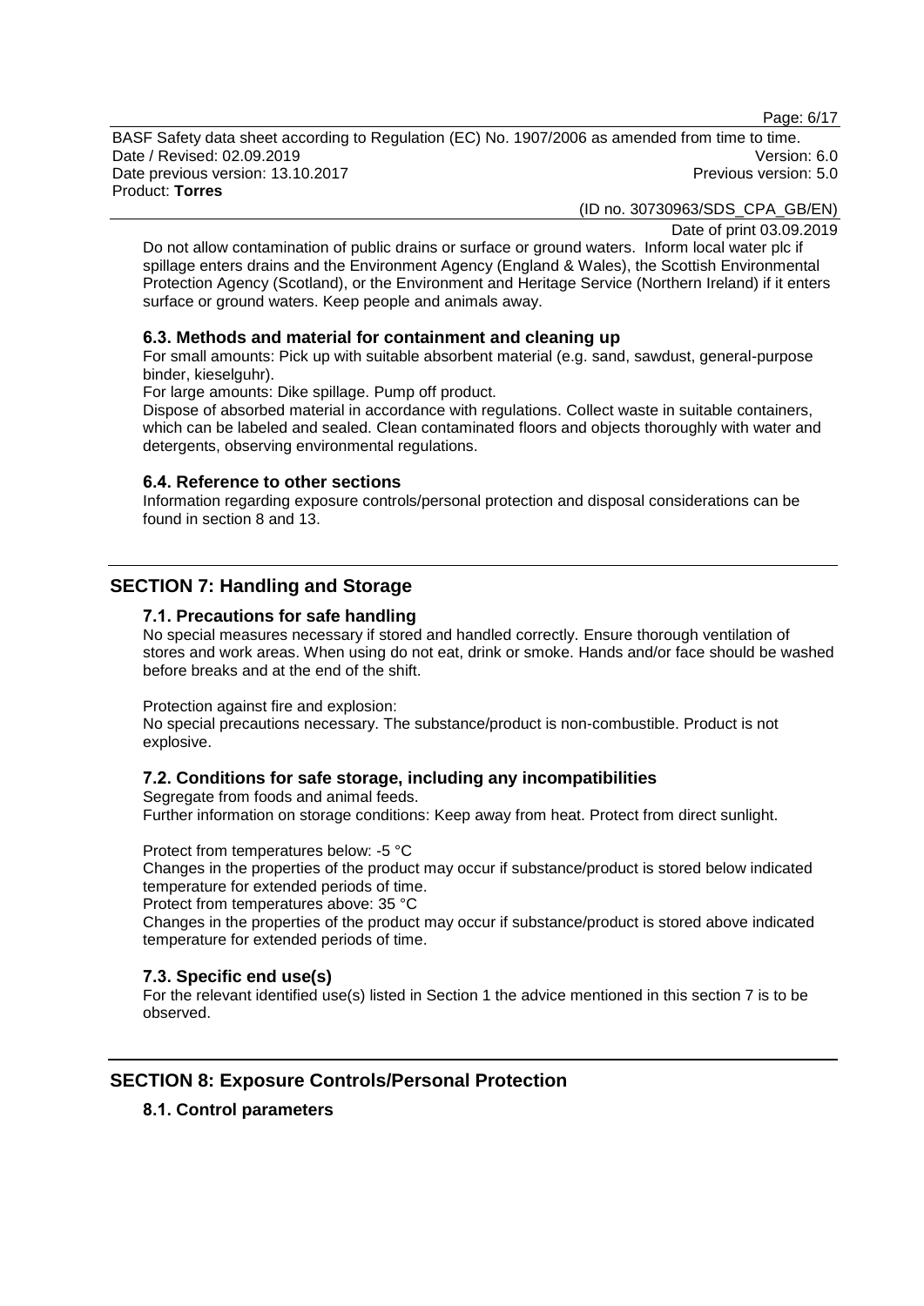Do not allow contamination of public drains or surface or ground waters. Inform local water plc if spillage enters drains and the Environment Agency (England & Wales), the Scottish Environmental Protection Agency (Scotland), or the Environment and Heritage Service (Northern Ireland) if it enters surface or ground waters. Keep people and animals away.

### 6.3. Methods and material for containment and cleaning up

For small amounts: Pick up with suitable absorbent material (e.g. sand, sawdust, general-purpose binder, kieselguhr).

For large amounts: Dike spillage. Pump off product.

Dispose of absorbed material in accordance with regulations. Collect waste in suitable containers, which can be labeled and sealed. Clean contaminated floors and objects thoroughly with water and detergents, observing environmental regulations.

### 6.4. Reference to other sections

Information regarding exposure controls/personal protection and disposal considerations can be found in section 8 and 13.

## SECTION 7: Handling and Storage

### 7.1. Precautions for safe handling

No special measures necessary if stored and handled correctly. Ensure thorough ventilation of stores and work areas. When using do not eat, drink or smoke. Hands and/or face should be washed before breaks and at the end of the shift.

Protection against fire and explosion:
No special precautions necessary. The substance/product is non-combustible. Product is not explosive.

### 7.2. Conditions for safe storage, including any incompatibilities

Segregate from foods and animal feeds.
Further information on storage conditions: Keep away from heat. Protect from direct sunlight.

Protect from temperatures below: -5 °C
Changes in the properties of the product may occur if substance/product is stored below indicated temperature for extended periods of time.
Protect from temperatures above: 35 °C
Changes in the properties of the product may occur if substance/product is stored above indicated temperature for extended periods of time.

### 7.3. Specific end use(s)

For the relevant identified use(s) listed in Section 1 the advice mentioned in this section 7 is to be observed.

## SECTION 8: Exposure Controls/Personal Protection

### 8.1. Control parameters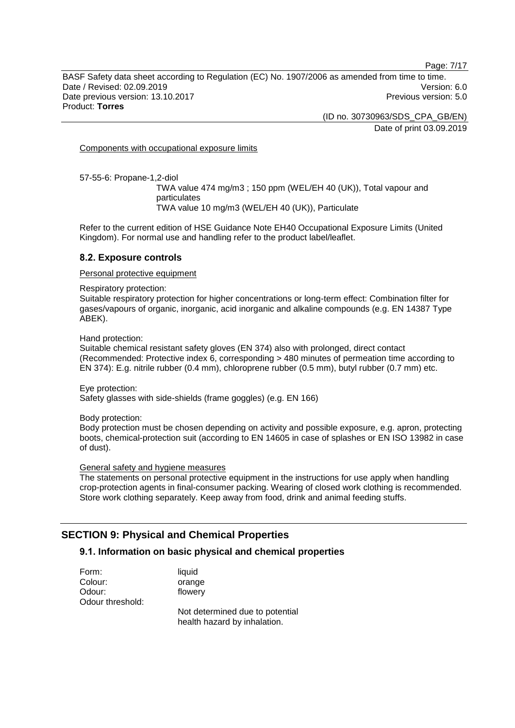Components with occupational exposure limits

57-55-6: Propane-1,2-diol

TWA value 474 mg/m3 ; 150 ppm (WEL/EH 40 (UK)), Total vapour and particulates
TWA value 10 mg/m3 (WEL/EH 40 (UK)), Particulate

Refer to the current edition of HSE Guidance Note EH40 Occupational Exposure Limits (United Kingdom). For normal use and handling refer to the product label/leaflet.

### 8.2. Exposure controls

Personal protective equipment

Respiratory protection:
Suitable respiratory protection for higher concentrations or long-term effect: Combination filter for gases/vapours of organic, inorganic, acid inorganic and alkaline compounds (e.g. EN 14387 Type ABEK).

Hand protection:
Suitable chemical resistant safety gloves (EN 374) also with prolonged, direct contact (Recommended: Protective index 6, corresponding > 480 minutes of permeation time according to EN 374): E.g. nitrile rubber (0.4 mm), chloroprene rubber (0.5 mm), butyl rubber (0.7 mm) etc.

Eye protection:
Safety glasses with side-shields (frame goggles) (e.g. EN 166)

Body protection:
Body protection must be chosen depending on activity and possible exposure, e.g. apron, protecting boots, chemical-protection suit (according to EN 14605 in case of splashes or EN ISO 13982 in case of dust).

General safety and hygiene measures
The statements on personal protective equipment in the instructions for use apply when handling crop-protection agents in final-consumer packing. Wearing of closed work clothing is recommended. Store work clothing separately. Keep away from food, drink and animal feeding stuffs.

## SECTION 9: Physical and Chemical Properties

### 9.1. Information on basic physical and chemical properties

Form: liquid
Colour: orange
Odour: flowery
Odour threshold:
Not determined due to potential health hazard by inhalation.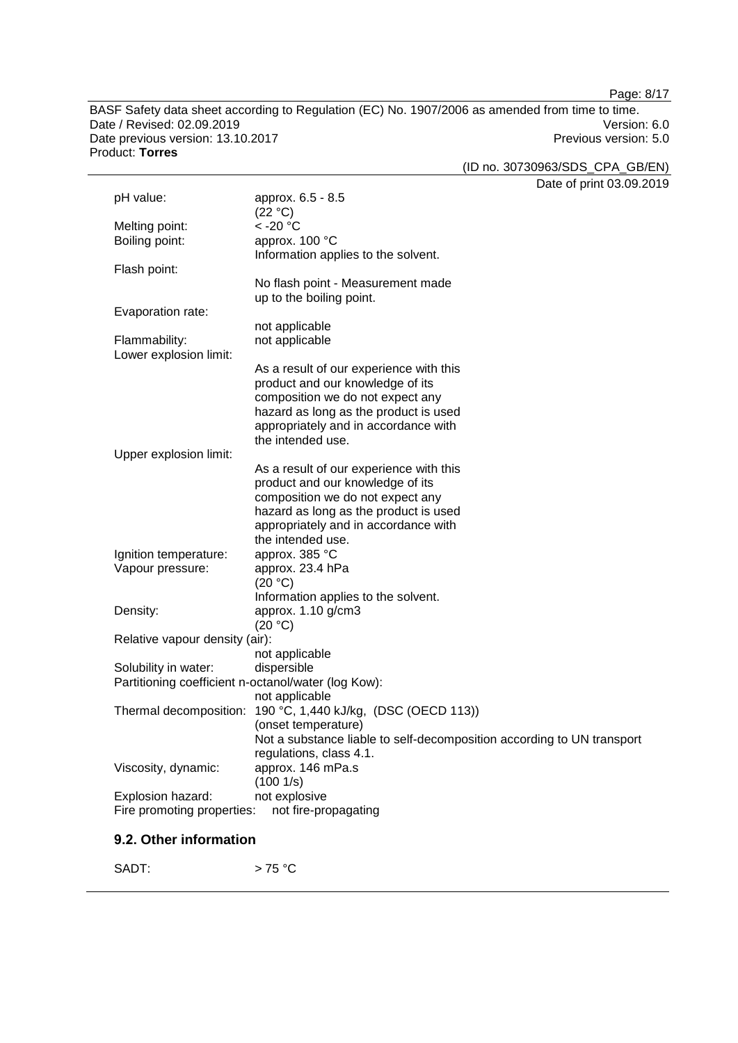| | |
|---|---|
| pH value: | approx. 6.5 - 8.5 (22 °C) |
| Melting point: | < -20 °C |
| Boiling point: | approx. 100 °C<br>Information applies to the solvent. |
| Flash point: | No flash point - Measurement made up to the boiling point. |
| Evaporation rate: | not applicable |
| Flammability: | not applicable |
| Lower explosion limit: | As a result of our experience with this product and our knowledge of its composition we do not expect any hazard as long as the product is used appropriately and in accordance with the intended use. |
| Upper explosion limit: | As a result of our experience with this product and our knowledge of its composition we do not expect any hazard as long as the product is used appropriately and in accordance with the intended use. |
| Ignition temperature: | approx. 385 °C |
| Vapour pressure: | approx. 23.4 hPa (20 °C)<br>Information applies to the solvent. |
| Density: | approx. 1.10 g/cm3 (20 °C) |
| Relative vapour density (air): | not applicable |
| Solubility in water: | dispersible |
| Partitioning coefficient n-octanol/water (log Kow): | not applicable |
| Thermal decomposition: | 190 °C, 1,440 kJ/kg, (DSC (OECD 113)) (onset temperature)<br>Not a substance liable to self-decomposition according to UN transport regulations, class 4.1. |
| Viscosity, dynamic: | approx. 146 mPa.s (100 1/s) |
| Explosion hazard: | not explosive |
| Fire promoting properties: | not fire-propagating |

## 9.2. Other information

SADT: > 75 °C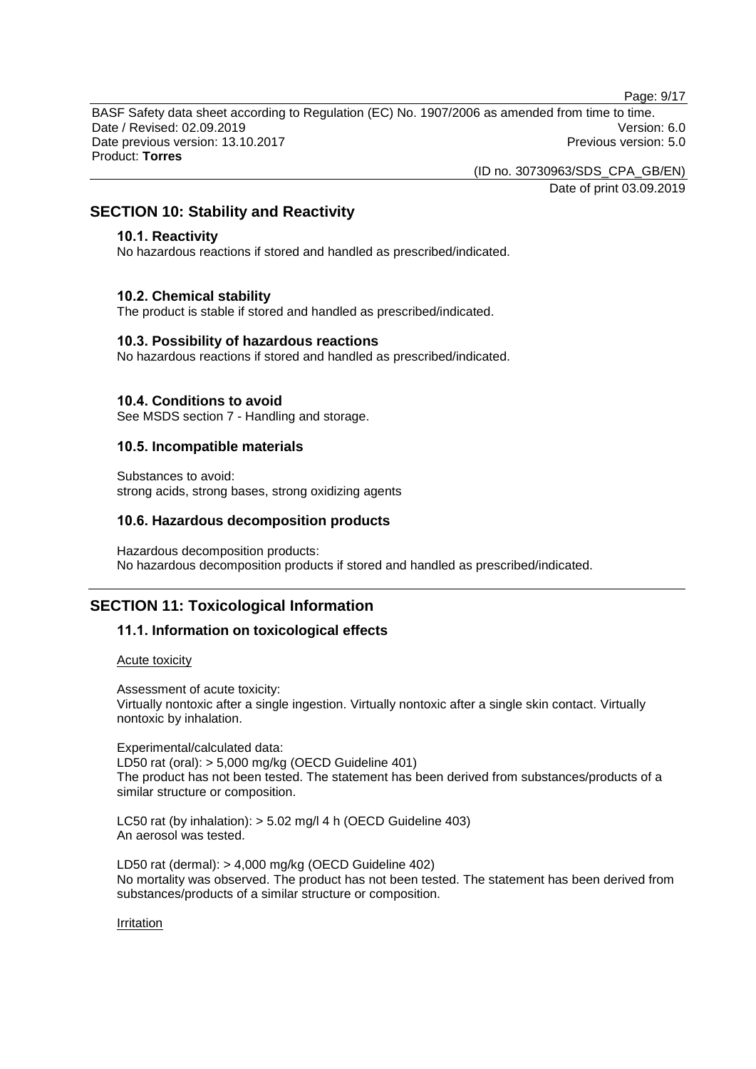## SECTION 10: Stability and Reactivity

### 10.1. Reactivity

No hazardous reactions if stored and handled as prescribed/indicated.

### 10.2. Chemical stability

The product is stable if stored and handled as prescribed/indicated.

### 10.3. Possibility of hazardous reactions

No hazardous reactions if stored and handled as prescribed/indicated.

### 10.4. Conditions to avoid

See MSDS section 7 - Handling and storage.

### 10.5. Incompatible materials

Substances to avoid:
strong acids, strong bases, strong oxidizing agents

### 10.6. Hazardous decomposition products

Hazardous decomposition products:
No hazardous decomposition products if stored and handled as prescribed/indicated.

## SECTION 11: Toxicological Information

### 11.1. Information on toxicological effects

Acute toxicity

Assessment of acute toxicity:
Virtually nontoxic after a single ingestion. Virtually nontoxic after a single skin contact. Virtually nontoxic by inhalation.

Experimental/calculated data:
LD50 rat (oral): > 5,000 mg/kg (OECD Guideline 401)
The product has not been tested. The statement has been derived from substances/products of a similar structure or composition.

LC50 rat (by inhalation): > 5.02 mg/l 4 h (OECD Guideline 403)
An aerosol was tested.

LD50 rat (dermal): > 4,000 mg/kg (OECD Guideline 402)
No mortality was observed. The product has not been tested. The statement has been derived from substances/products of a similar structure or composition.

Irritation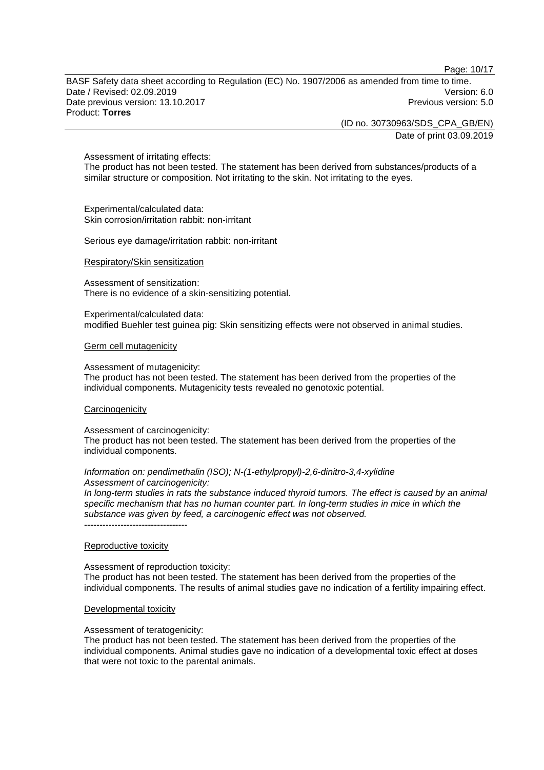Assessment of irritating effects:
The product has not been tested. The statement has been derived from substances/products of a similar structure or composition. Not irritating to the skin. Not irritating to the eyes.

Experimental/calculated data:
Skin corrosion/irritation rabbit: non-irritant

Serious eye damage/irritation rabbit: non-irritant

Respiratory/Skin sensitization

Assessment of sensitization:
There is no evidence of a skin-sensitizing potential.

Experimental/calculated data:
modified Buehler test guinea pig: Skin sensitizing effects were not observed in animal studies.

Germ cell mutagenicity

Assessment of mutagenicity:
The product has not been tested. The statement has been derived from the properties of the individual components. Mutagenicity tests revealed no genotoxic potential.

Carcinogenicity

Assessment of carcinogenicity:
The product has not been tested. The statement has been derived from the properties of the individual components.

*Information on: pendimethalin (ISO); N-(1-ethylpropyl)-2,6-dinitro-3,4-xylidine*
*Assessment of carcinogenicity:*
*In long-term studies in rats the substance induced thyroid tumors. The effect is caused by an animal specific mechanism that has no human counter part. In long-term studies in mice in which the substance was given by feed, a carcinogenic effect was not observed.*
----------------------------------

Reproductive toxicity

Assessment of reproduction toxicity:
The product has not been tested. The statement has been derived from the properties of the individual components. The results of animal studies gave no indication of a fertility impairing effect.

Developmental toxicity

Assessment of teratogenicity:
The product has not been tested. The statement has been derived from the properties of the individual components. Animal studies gave no indication of a developmental toxic effect at doses that were not toxic to the parental animals.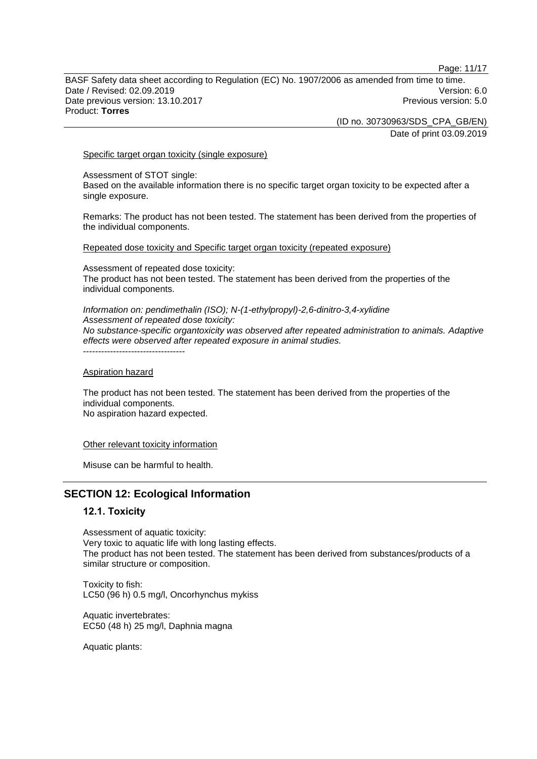Specific target organ toxicity (single exposure)

Assessment of STOT single:
Based on the available information there is no specific target organ toxicity to be expected after a single exposure.

Remarks: The product has not been tested. The statement has been derived from the properties of the individual components.

Repeated dose toxicity and Specific target organ toxicity (repeated exposure)

Assessment of repeated dose toxicity:
The product has not been tested. The statement has been derived from the properties of the individual components.

*Information on: pendimethalin (ISO); N-(1-ethylpropyl)-2,6-dinitro-3,4-xylidine*
*Assessment of repeated dose toxicity:*
*No substance-specific organtoxicity was observed after repeated administration to animals. Adaptive effects were observed after repeated exposure in animal studies.*
----------------------------------

Aspiration hazard

The product has not been tested. The statement has been derived from the properties of the individual components.
No aspiration hazard expected.

Other relevant toxicity information

Misuse can be harmful to health.

## SECTION 12: Ecological Information

### 12.1. Toxicity

Assessment of aquatic toxicity:
Very toxic to aquatic life with long lasting effects.
The product has not been tested. The statement has been derived from substances/products of a similar structure or composition.

Toxicity to fish:
LC50 (96 h) 0.5 mg/l, Oncorhynchus mykiss

Aquatic invertebrates:
EC50 (48 h) 25 mg/l, Daphnia magna

Aquatic plants: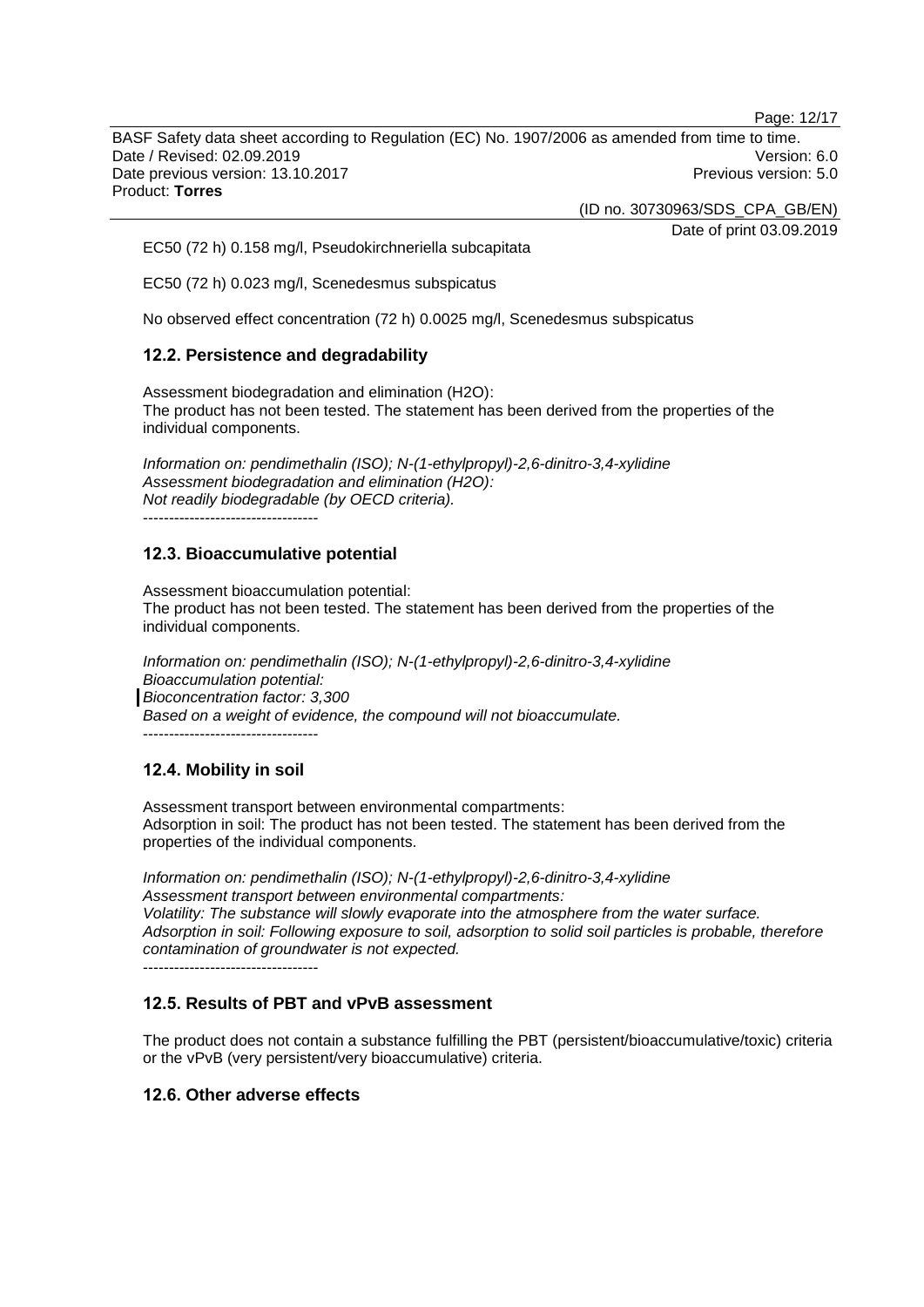EC50 (72 h) 0.158 mg/l, Pseudokirchneriella subcapitata

EC50 (72 h) 0.023 mg/l, Scenedesmus subspicatus

No observed effect concentration (72 h) 0.0025 mg/l, Scenedesmus subspicatus

## 12.2. Persistence and degradability

Assessment biodegradation and elimination (H2O):
The product has not been tested. The statement has been derived from the properties of the individual components.

*Information on: pendimethalin (ISO); N-(1-ethylpropyl)-2,6-dinitro-3,4-xylidine*
*Assessment biodegradation and elimination (H2O):*
*Not readily biodegradable (by OECD criteria).*
----------------------------------

## 12.3. Bioaccumulative potential

Assessment bioaccumulation potential:
The product has not been tested. The statement has been derived from the properties of the individual components.

*Information on: pendimethalin (ISO); N-(1-ethylpropyl)-2,6-dinitro-3,4-xylidine*
*Bioaccumulation potential:*
*Bioconcentration factor: 3,300*
*Based on a weight of evidence, the compound will not bioaccumulate.*
----------------------------------

## 12.4. Mobility in soil

Assessment transport between environmental compartments:
Adsorption in soil: The product has not been tested. The statement has been derived from the properties of the individual components.

*Information on: pendimethalin (ISO); N-(1-ethylpropyl)-2,6-dinitro-3,4-xylidine*
*Assessment transport between environmental compartments:*
*Volatility: The substance will slowly evaporate into the atmosphere from the water surface.*
*Adsorption in soil: Following exposure to soil, adsorption to solid soil particles is probable, therefore contamination of groundwater is not expected.*
----------------------------------

## 12.5. Results of PBT and vPvB assessment

The product does not contain a substance fulfilling the PBT (persistent/bioaccumulative/toxic) criteria or the vPvB (very persistent/very bioaccumulative) criteria.

## 12.6. Other adverse effects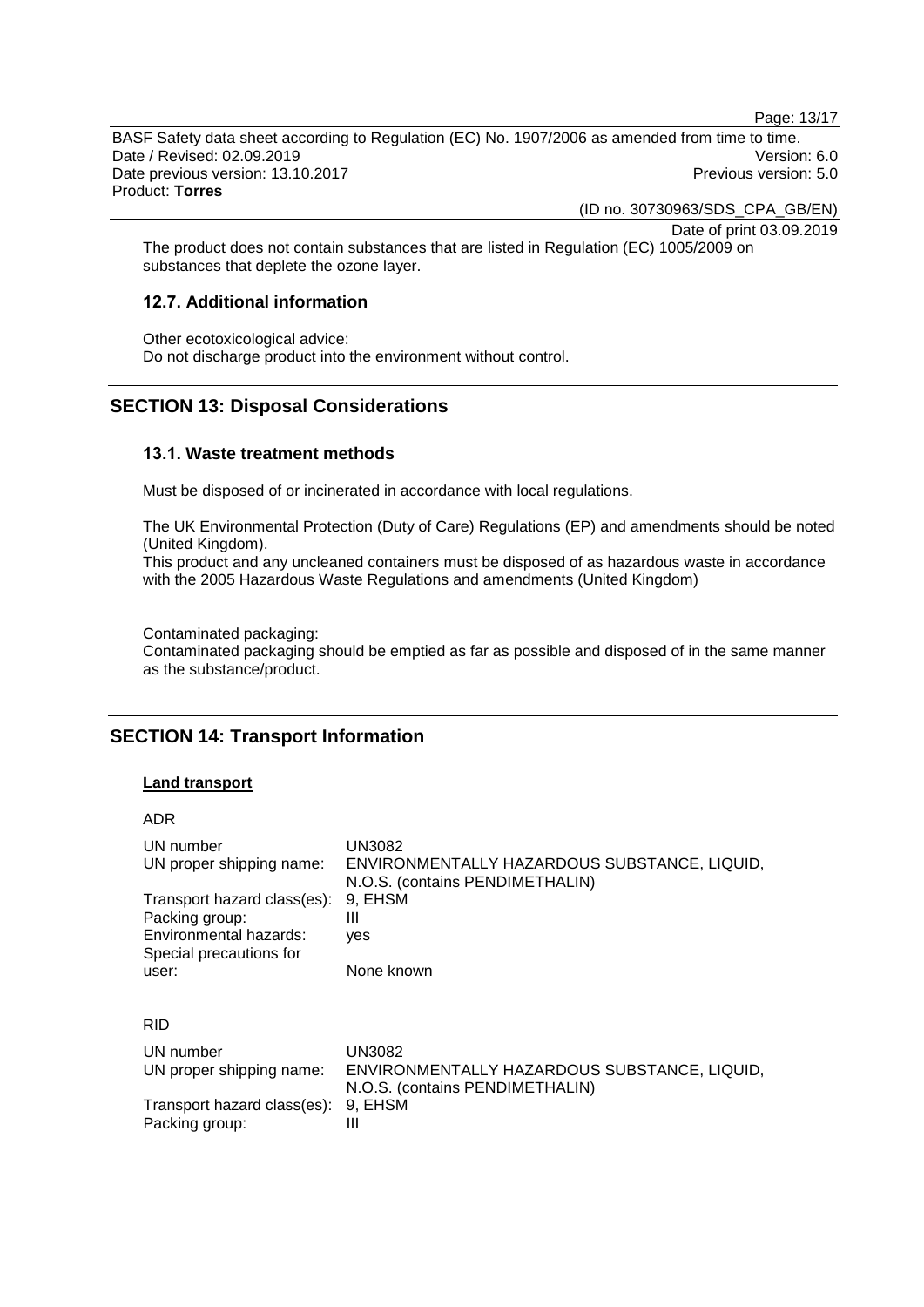The product does not contain substances that are listed in Regulation (EC) 1005/2009 on substances that deplete the ozone layer.

### 12.7. Additional information

Other ecotoxicological advice:
Do not discharge product into the environment without control.

## SECTION 13: Disposal Considerations

### 13.1. Waste treatment methods

Must be disposed of or incinerated in accordance with local regulations.

The UK Environmental Protection (Duty of Care) Regulations (EP) and amendments should be noted (United Kingdom).
This product and any uncleaned containers must be disposed of as hazardous waste in accordance with the 2005 Hazardous Waste Regulations and amendments (United Kingdom)

Contaminated packaging:
Contaminated packaging should be emptied as far as possible and disposed of in the same manner as the substance/product.

## SECTION 14: Transport Information

**Land transport**

ADR

| | |
|---|---|
| UN number | UN3082 |
| UN proper shipping name: | ENVIRONMENTALLY HAZARDOUS SUBSTANCE, LIQUID, N.O.S. (contains PENDIMETHALIN) |
| Transport hazard class(es): | 9, EHSM |
| Packing group: | III |
| Environmental hazards: | yes |
| Special precautions for user: | None known |

RID

| | |
|---|---|
| UN number | UN3082 |
| UN proper shipping name: | ENVIRONMENTALLY HAZARDOUS SUBSTANCE, LIQUID, N.O.S. (contains PENDIMETHALIN) |
| Transport hazard class(es): | 9, EHSM |
| Packing group: | III |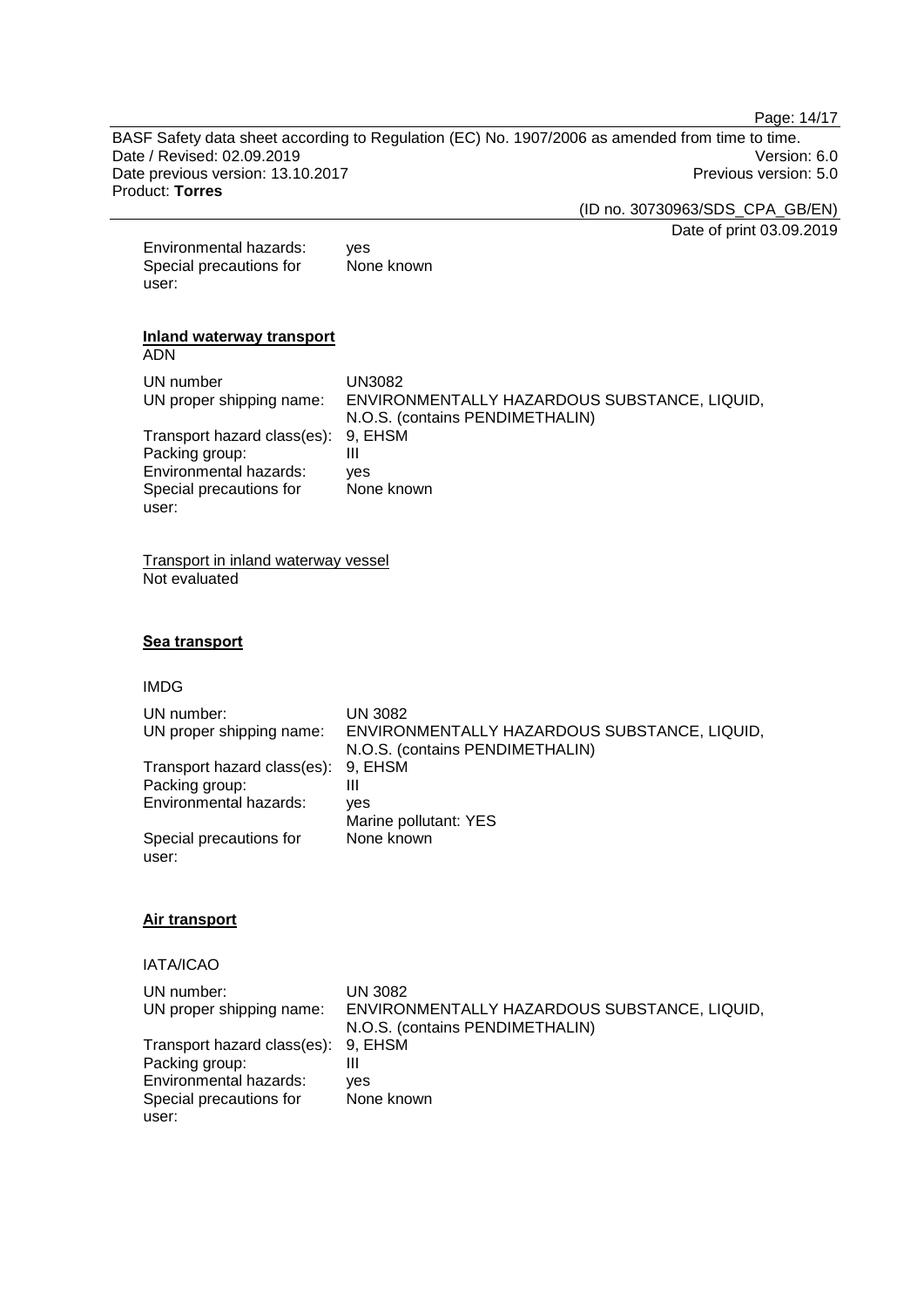| | |
|---|---|
| Environmental hazards: | yes |
| Special precautions for user: | None known |

**Inland waterway transport**

ADN

| | |
|---|---|
| UN number | UN3082 |
| UN proper shipping name: | ENVIRONMENTALLY HAZARDOUS SUBSTANCE, LIQUID, N.O.S. (contains PENDIMETHALIN) |
| Transport hazard class(es): | 9, EHSM |
| Packing group: | III |
| Environmental hazards: | yes |
| Special precautions for user: | None known |

Transport in inland waterway vessel

Not evaluated

**Sea transport**

IMDG

| | |
|---|---|
| UN number: | UN 3082 |
| UN proper shipping name: | ENVIRONMENTALLY HAZARDOUS SUBSTANCE, LIQUID, N.O.S. (contains PENDIMETHALIN) |
| Transport hazard class(es): | 9, EHSM |
| Packing group: | III |
| Environmental hazards: | yes<br>Marine pollutant: YES |
| Special precautions for user: | None known |

**Air transport**

IATA/ICAO

| | |
|---|---|
| UN number: | UN 3082 |
| UN proper shipping name: | ENVIRONMENTALLY HAZARDOUS SUBSTANCE, LIQUID, N.O.S. (contains PENDIMETHALIN) |
| Transport hazard class(es): | 9, EHSM |
| Packing group: | III |
| Environmental hazards: | yes |
| Special precautions for user: | None known |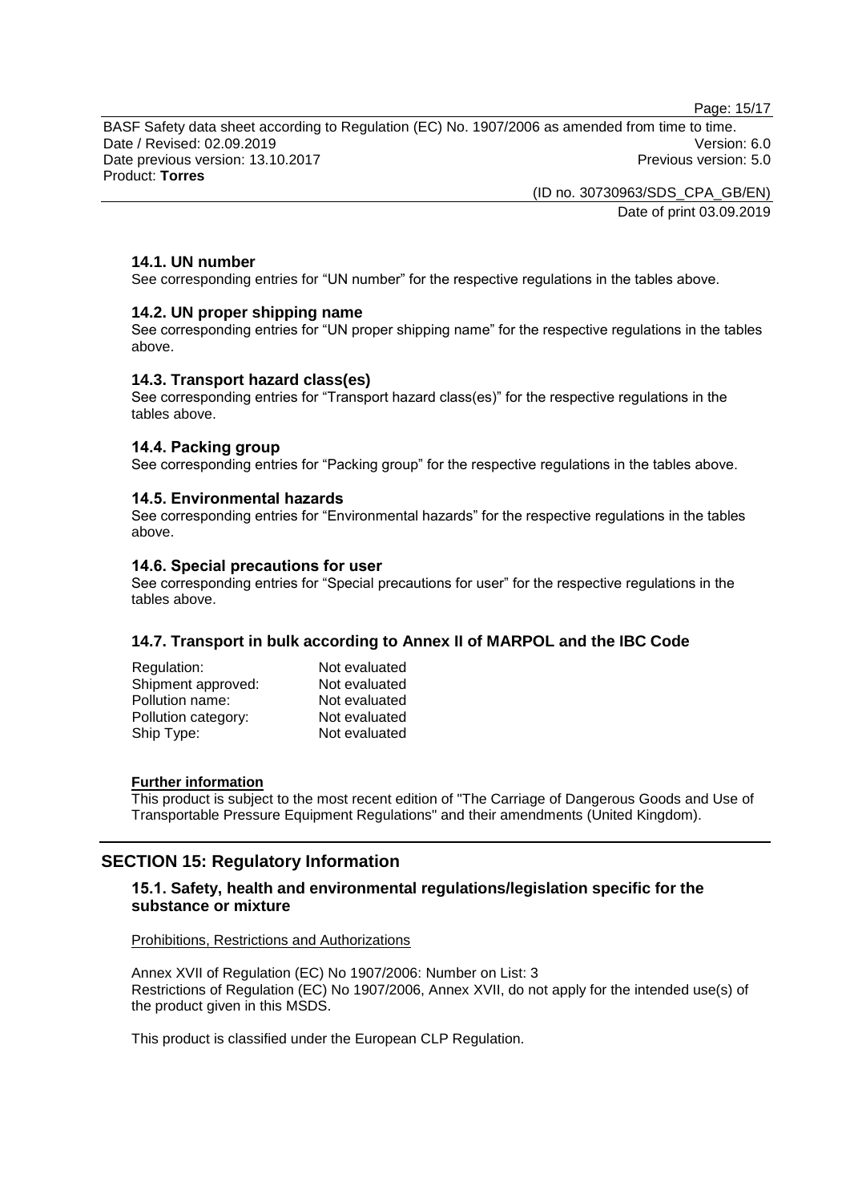### 14.1. UN number

See corresponding entries for “UN number” for the respective regulations in the tables above.

### 14.2. UN proper shipping name

See corresponding entries for “UN proper shipping name” for the respective regulations in the tables above.

### 14.3. Transport hazard class(es)

See corresponding entries for “Transport hazard class(es)” for the respective regulations in the tables above.

### 14.4. Packing group

See corresponding entries for “Packing group” for the respective regulations in the tables above.

### 14.5. Environmental hazards

See corresponding entries for “Environmental hazards” for the respective regulations in the tables above.

### 14.6. Special precautions for user

See corresponding entries for “Special precautions for user” for the respective regulations in the tables above.

### 14.7. Transport in bulk according to Annex II of MARPOL and the IBC Code

| | |
|---|---|
| Regulation: | Not evaluated |
| Shipment approved: | Not evaluated |
| Pollution name: | Not evaluated |
| Pollution category: | Not evaluated |
| Ship Type: | Not evaluated |

**Further information**

This product is subject to the most recent edition of "The Carriage of Dangerous Goods and Use of Transportable Pressure Equipment Regulations" and their amendments (United Kingdom).

## SECTION 15: Regulatory Information

### 15.1. Safety, health and environmental regulations/legislation specific for the substance or mixture

Prohibitions, Restrictions and Authorizations

Annex XVII of Regulation (EC) No 1907/2006: Number on List: 3
Restrictions of Regulation (EC) No 1907/2006, Annex XVII, do not apply for the intended use(s) of the product given in this MSDS.

This product is classified under the European CLP Regulation.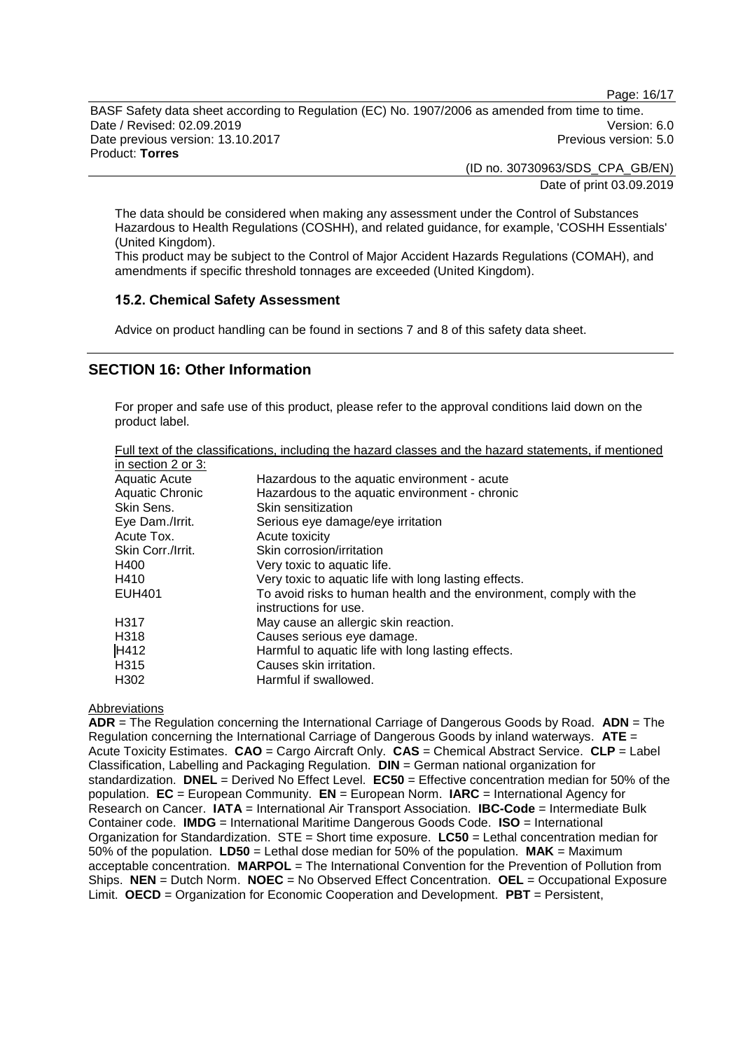The data should be considered when making any assessment under the Control of Substances Hazardous to Health Regulations (COSHH), and related guidance, for example, 'COSHH Essentials' (United Kingdom).
This product may be subject to the Control of Major Accident Hazards Regulations (COMAH), and amendments if specific threshold tonnages are exceeded (United Kingdom).

### 15.2. Chemical Safety Assessment

Advice on product handling can be found in sections 7 and 8 of this safety data sheet.

## SECTION 16: Other Information

For proper and safe use of this product, please refer to the approval conditions laid down on the product label.

Full text of the classifications, including the hazard classes and the hazard statements, if mentioned in section 2 or 3:

| | |
|---|---|
| Aquatic Acute | Hazardous to the aquatic environment - acute |
| Aquatic Chronic | Hazardous to the aquatic environment - chronic |
| Skin Sens. | Skin sensitization |
| Eye Dam./Irrit. | Serious eye damage/eye irritation |
| Acute Tox. | Acute toxicity |
| Skin Corr./Irrit. | Skin corrosion/irritation |
| H400 | Very toxic to aquatic life. |
| H410 | Very toxic to aquatic life with long lasting effects. |
| EUH401 | To avoid risks to human health and the environment, comply with the instructions for use. |
| H317 | May cause an allergic skin reaction. |
| H318 | Causes serious eye damage. |
| H412 | Harmful to aquatic life with long lasting effects. |
| H315 | Causes skin irritation. |
| H302 | Harmful if swallowed. |

Abbreviations

**ADR** = The Regulation concerning the International Carriage of Dangerous Goods by Road. **ADN** = The Regulation concerning the International Carriage of Dangerous Goods by inland waterways. **ATE** = Acute Toxicity Estimates. **CAO** = Cargo Aircraft Only. **CAS** = Chemical Abstract Service. **CLP** = Label Classification, Labelling and Packaging Regulation. **DIN** = German national organization for standardization. **DNEL** = Derived No Effect Level. **EC50** = Effective concentration median for 50% of the population. **EC** = European Community. **EN** = European Norm. **IARC** = International Agency for Research on Cancer. **IATA** = International Air Transport Association. **IBC-Code** = Intermediate Bulk Container code. **IMDG** = International Maritime Dangerous Goods Code. **ISO** = International Organization for Standardization. STE = Short time exposure. **LC50** = Lethal concentration median for 50% of the population. **LD50** = Lethal dose median for 50% of the population. **MAK** = Maximum acceptable concentration. **MARPOL** = The International Convention for the Prevention of Pollution from Ships. **NEN** = Dutch Norm. **NOEC** = No Observed Effect Concentration. **OEL** = Occupational Exposure Limit. **OECD** = Organization for Economic Cooperation and Development. **PBT** = Persistent,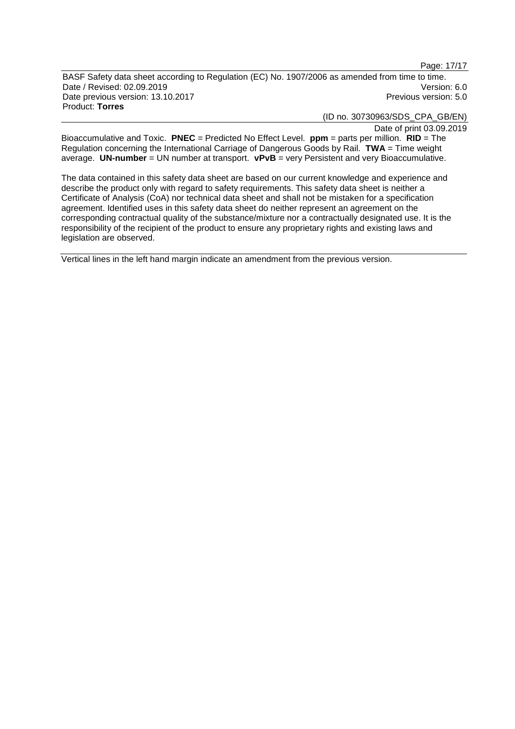Bioaccumulative and Toxic. **PNEC** = Predicted No Effect Level. **ppm** = parts per million. **RID** = The Regulation concerning the International Carriage of Dangerous Goods by Rail. **TWA** = Time weight average. **UN-number** = UN number at transport. **vPvB** = very Persistent and very Bioaccumulative.

The data contained in this safety data sheet are based on our current knowledge and experience and describe the product only with regard to safety requirements. This safety data sheet is neither a Certificate of Analysis (CoA) nor technical data sheet and shall not be mistaken for a specification agreement. Identified uses in this safety data sheet do neither represent an agreement on the corresponding contractual quality of the substance/mixture nor a contractually designated use. It is the responsibility of the recipient of the product to ensure any proprietary rights and existing laws and legislation are observed.

---

Vertical lines in the left hand margin indicate an amendment from the previous version.